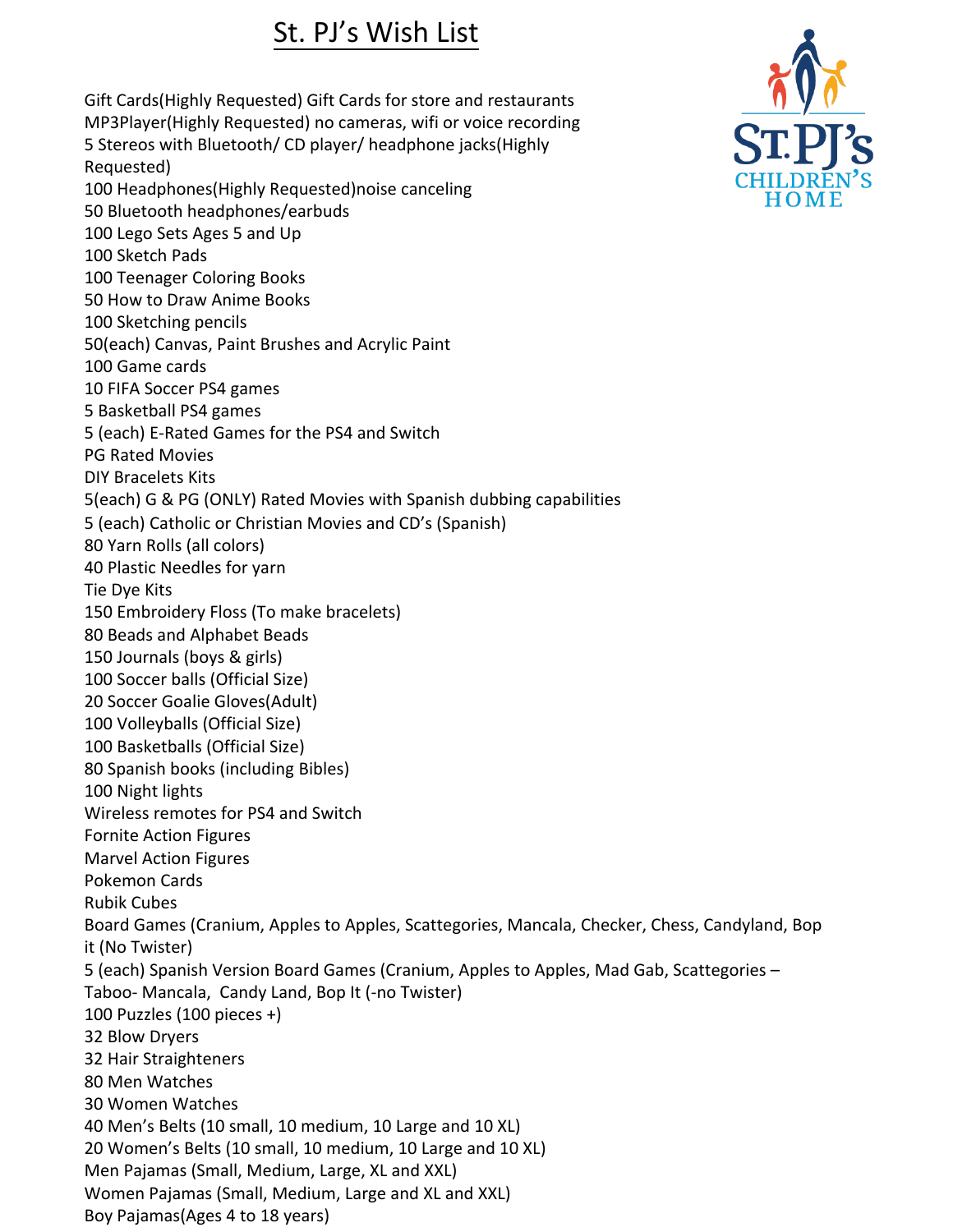# St. PJ's Wish List

Gift Cards(Highly Requested) Gift Cards for store and restaurants
MP3Player(Highly Requested) no cameras, wifi or voice recording
5 Stereos with Bluetooth/ CD player/ headphone jacks(Highly Requested)
100 Headphones(Highly Requested)noise canceling
50 Bluetooth headphones/earbuds
100 Lego Sets Ages 5 and Up
100 Sketch Pads
100 Teenager Coloring Books
50 How to Draw Anime Books
100 Sketching pencils
50(each) Canvas, Paint Brushes and Acrylic Paint
100 Game cards
10 FIFA Soccer PS4 games
5 Basketball PS4 games
5 (each) E-Rated Games for the PS4 and Switch
PG Rated Movies
DIY Bracelets Kits
5(each) G & PG (ONLY) Rated Movies with Spanish dubbing capabilities
5 (each) Catholic or Christian Movies and CD's (Spanish)
80 Yarn Rolls (all colors)
40 Plastic Needles for yarn
Tie Dye Kits
150 Embroidery Floss (To make bracelets)
80 Beads and Alphabet Beads
150 Journals (boys & girls)
100 Soccer balls (Official Size)
20 Soccer Goalie Gloves(Adult)
100 Volleyballs (Official Size)
100 Basketballs (Official Size)
80 Spanish books (including Bibles)
100 Night lights
Wireless remotes for PS4 and Switch
Fornite Action Figures
Marvel Action Figures
Pokemon Cards
Rubik Cubes
Board Games (Cranium, Apples to Apples, Scattegories, Mancala, Checker, Chess, Candyland, Bop it (No Twister)
5 (each) Spanish Version Board Games (Cranium, Apples to Apples, Mad Gab, Scattegories – Taboo- Mancala, Candy Land, Bop It (-no Twister)
100 Puzzles (100 pieces +)
32 Blow Dryers
32 Hair Straighteners
80 Men Watches
30 Women Watches
40 Men's Belts (10 small, 10 medium, 10 Large and 10 XL)
20 Women's Belts (10 small, 10 medium, 10 Large and 10 XL)
Men Pajamas (Small, Medium, Large, XL and XXL)
Women Pajamas (Small, Medium, Large and XL and XXL)
Boy Pajamas(Ages 4 to 18 years)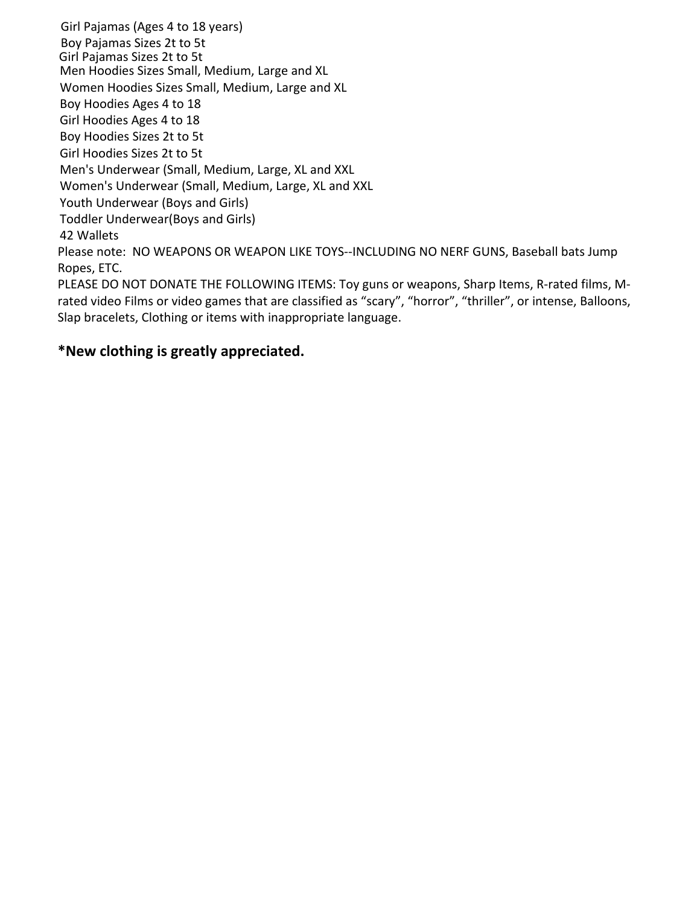Girl Pajamas (Ages 4 to 18 years)
Boy Pajamas Sizes 2t to 5t
Girl Pajamas Sizes 2t to 5t
Men Hoodies Sizes Small, Medium, Large and XL
Women Hoodies Sizes Small, Medium, Large and XL
Boy Hoodies Ages 4 to 18
Girl Hoodies Ages 4 to 18
Boy Hoodies Sizes 2t to 5t
Girl Hoodies Sizes 2t to 5t
Men's Underwear (Small, Medium, Large, XL and XXL
Women's Underwear (Small, Medium, Large, XL and XXL
Youth Underwear (Boys and Girls)
Toddler Underwear(Boys and Girls)
42 Wallets

Please note: NO WEAPONS OR WEAPON LIKE TOYS--INCLUDING NO NERF GUNS, Baseball bats Jump Ropes, ETC.

PLEASE DO NOT DONATE THE FOLLOWING ITEMS: Toy guns or weapons, Sharp Items, R-rated films, M-rated video Films or video games that are classified as “scary”, “horror”, “thriller”, or intense, Balloons, Slap bracelets, Clothing or items with inappropriate language.

**\*New clothing is greatly appreciated.**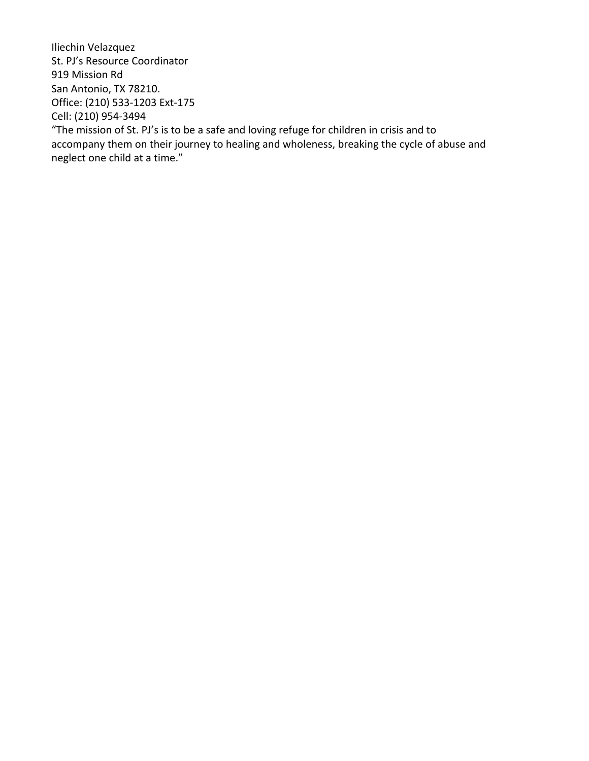Iliechin Velazquez  
St. PJ's Resource Coordinator  
919 Mission Rd  
San Antonio, TX 78210.  
Office: (210) 533-1203 Ext-175  
Cell: (210) 954-3494  
"The mission of St. PJ's is to be a safe and loving refuge for children in crisis and to accompany them on their journey to healing and wholeness, breaking the cycle of abuse and neglect one child at a time."